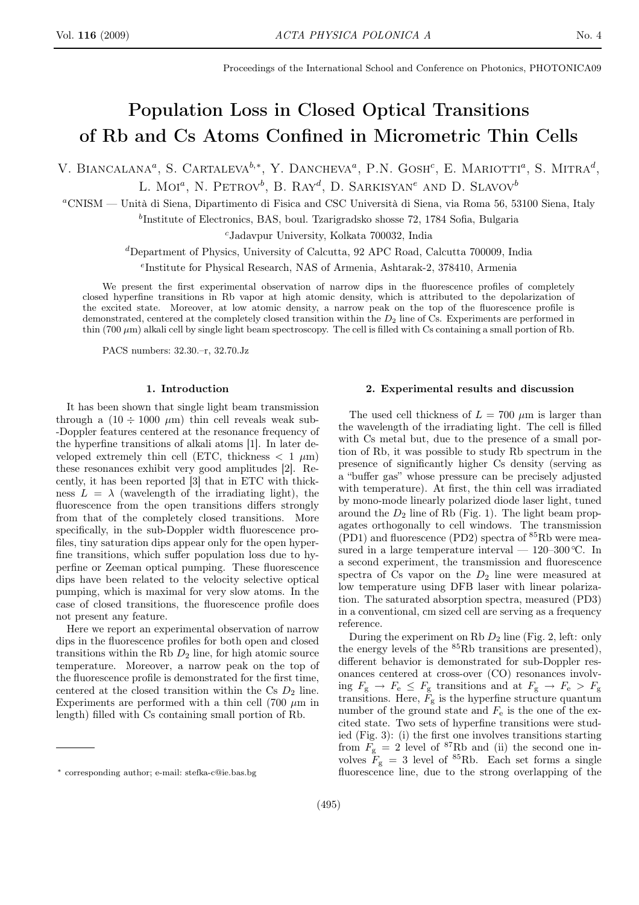Proceedings of the International School and Conference on Photonics, PHOTONICA09

# Population Loss in Closed Optical Transitions of Rb and Cs Atoms Confined in Micrometric Thin Cells

V. Biancalana[a], S. Cartaleva[b,*], Y. Dancheva[a], P.N. Gosh[c], E. Mariotti[a], S. Mitra[d], L. Moi[a], N. Petrov[b], B. Ray[d], D. Sarkisyan[e] and D. Slavov[b]

[a]CNISM — Unità di Siena, Dipartimento di Fisica and CSC Università di Siena, via Roma 56, 53100 Siena, Italy

[b]Institute of Electronics, BAS, boul. Tzarigradsko shosse 72, 1784 Sofia, Bulgaria

[c]Jadavpur University, Kolkata 700032, India

[d]Department of Physics, University of Calcutta, 92 APC Road, Calcutta 700009, India

[e]Institute for Physical Research, NAS of Armenia, Ashtarak-2, 378410, Armenia

We present the first experimental observation of narrow dips in the fluorescence profiles of completely closed hyperfine transitions in Rb vapor at high atomic density, which is attributed to the depolarization of the excited state. Moreover, at low atomic density, a narrow peak on the top of the fluorescence profile is demonstrated, centered at the completely closed transition within the $D_2$ line of Cs. Experiments are performed in thin (700 $\mu$m) alkali cell by single light beam spectroscopy. The cell is filled with Cs containing a small portion of Rb.

PACS numbers: 32.30.–r, 32.70.Jz

## 1. Introduction

It has been shown that single light beam transmission through a ($10 \div 1000$ $\mu$m) thin cell reveals weak sub-Doppler features centered at the resonance frequency of the hyperfine transitions of alkali atoms [1]. In later developed extremely thin cell (ETC, thickness $< 1$ $\mu$m) these resonances exhibit very good amplitudes [2]. Recently, it has been reported [3] that in ETC with thickness $L = \lambda$ (wavelength of the irradiating light), the fluorescence from the open transitions differs strongly from that of the completely closed transitions. More specifically, in the sub-Doppler width fluorescence profiles, tiny saturation dips appear only for the open hyperfine transitions, which suffer population loss due to hyperfine or Zeeman optical pumping. These fluorescence dips have been related to the velocity selective optical pumping, which is maximal for very slow atoms. In the case of closed transitions, the fluorescence profile does not present any feature.

Here we report an experimental observation of narrow dips in the fluorescence profiles for both open and closed transitions within the Rb $D_2$ line, for high atomic source temperature. Moreover, a narrow peak on the top of the fluorescence profile is demonstrated for the first time, centered at the closed transition within the Cs $D_2$ line. Experiments are performed with a thin cell (700 $\mu$m in length) filled with Cs containing small portion of Rb.

## 2. Experimental results and discussion

The used cell thickness of $L = 700$ $\mu$m is larger than the wavelength of the irradiating light. The cell is filled with Cs metal but, due to the presence of a small portion of Rb, it was possible to study Rb spectrum in the presence of significantly higher Cs density (serving as a "buffer gas" whose pressure can be precisely adjusted with temperature). At first, the thin cell was irradiated by mono-mode linearly polarized diode laser light, tuned around the $D_2$ line of Rb (Fig. 1). The light beam propagates orthogonally to cell windows. The transmission (PD1) and fluorescence (PD2) spectra of $^{85}$Rb were measured in a large temperature interval — 120–300 °C. In a second experiment, the transmission and fluorescence spectra of Cs vapor on the $D_2$ line were measured at low temperature using DFB laser with linear polarization. The saturated absorption spectra, measured (PD3) in a conventional, cm sized cell are serving as a frequency reference.

During the experiment on Rb $D_2$ line (Fig. 2, left: only the energy levels of the $^{85}$Rb transitions are presented), different behavior is demonstrated for sub-Doppler resonances centered at cross-over (CO) resonances involving $F_g \to F_e \le F_g$ transitions and at $F_g \to F_e > F_g$ transitions. Here, $F_g$ is the hyperfine structure quantum number of the ground state and $F_e$ is the one of the excited state. Two sets of hyperfine transitions were studied (Fig. 3): (i) the first one involves transitions starting from $F_g = 2$ level of $^{87}$Rb and (ii) the second one involves $F_g = 3$ level of $^{85}$Rb. Each set forms a single fluorescence line, due to the strong overlapping of the

* corresponding author; e-mail: stefka-c@ie.bas.bg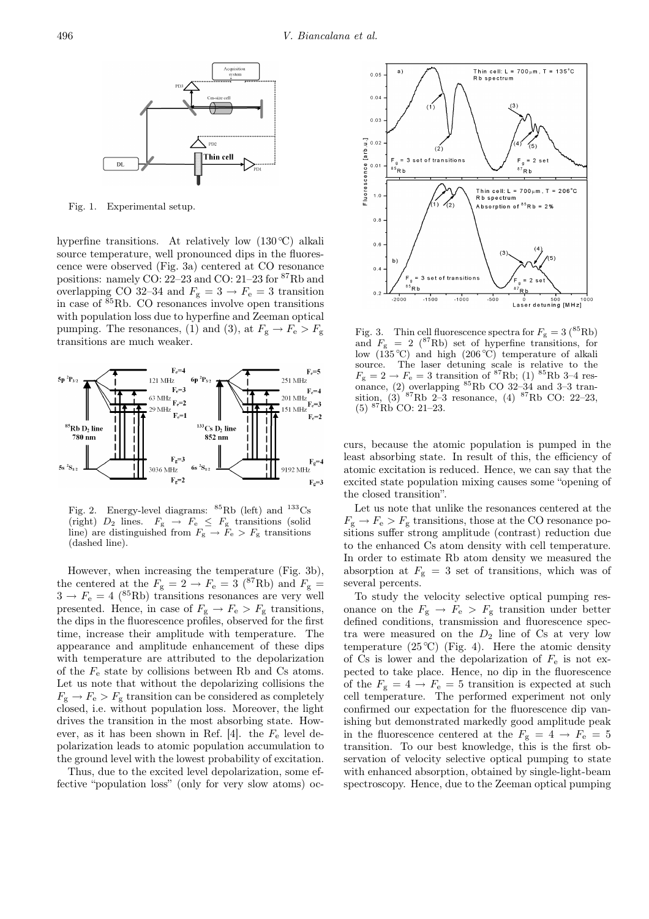Fig. 1. Experimental setup.

hyperfine transitions. At relatively low (130 °C) alkali source temperature, well pronounced dips in the fluorescence were observed (Fig. 3a) centered at CO resonance positions: namely CO: 22–23 and CO: 21–23 for $^{87}$Rb and overlapping CO 32–34 and $F_g = 3 \rightarrow F_e = 3$ transition in case of $^{85}$Rb. CO resonances involve open transitions with population loss due to hyperfine and Zeeman optical pumping. The resonances, (1) and (3), at $F_g \rightarrow F_e > F_g$ transitions are much weaker.

Fig. 2. Energy-level diagrams: $^{85}$Rb (left) and $^{133}$Cs (right) $D_2$ lines. $F_g \rightarrow F_e \leq F_g$ transitions (solid line) are distinguished from $F_g \rightarrow F_e > F_g$ transitions (dashed line).

However, when increasing the temperature (Fig. 3b), the centered at the $F_g = 2 \rightarrow F_e = 3$ ($^{87}$Rb) and $F_g = 3 \rightarrow F_e = 4$ ($^{85}$Rb) transitions resonances are very well presented. Hence, in case of $F_g \rightarrow F_e > F_g$ transitions, the dips in the fluorescence profiles, observed for the first time, increase their amplitude with temperature. The appearance and amplitude enhancement of these dips with temperature are attributed to the depolarization of the $F_e$ state by collisions between Rb and Cs atoms. Let us note that without the depolarizing collisions the $F_g \rightarrow F_e > F_g$ transition can be considered as completely closed, i.e. without population loss. Moreover, the light drives the transition in the most absorbing state. However, as it has been shown in Ref. [4]. the $F_e$ level depolarization leads to atomic population accumulation to the ground level with the lowest probability of excitation.

Thus, due to the excited level depolarization, some effective "population loss" (only for very slow atoms) occurs, because the atomic population is pumped in the least absorbing state. In result of this, the efficiency of atomic excitation is reduced. Hence, we can say that the excited state population mixing causes some "opening of the closed transition".

Fig. 3. Thin cell fluorescence spectra for $F_g = 3$ ($^{85}$Rb) and $F_g = 2$ ($^{87}$Rb) set of hyperfine transitions, for low (135 °C) and high (206 °C) temperature of alkali source. The laser detuning scale is relative to the $F_g = 2 \rightarrow F_e = 3$ transition of $^{87}$Rb; (1) $^{85}$Rb 3–4 resonance, (2) overlapping $^{85}$Rb CO 32–34 and 3–3 transition, (3) $^{87}$Rb 2–3 resonance, (4) $^{87}$Rb CO: 22–23, (5) $^{87}$Rb CO: 21–23.

Let us note that unlike the resonances centered at the $F_g \rightarrow F_e > F_g$ transitions, those at the CO resonance positions suffer strong amplitude (contrast) reduction due to the enhanced Cs atom density with cell temperature. In order to estimate Rb atom density we measured the absorption at $F_g = 3$ set of transitions, which was of several percents.

To study the velocity selective optical pumping resonance on the $F_g \rightarrow F_e > F_g$ transition under better defined conditions, transmission and fluorescence spectra were measured on the $D_2$ line of Cs at very low temperature (25 °C) (Fig. 4). Here the atomic density of Cs is lower and the depolarization of $F_e$ is not expected to take place. Hence, no dip in the fluorescence of the $F_g = 4 \rightarrow F_e = 5$ transition is expected at such cell temperature. The performed experiment not only confirmed our expectation for the fluorescence dip vanishing but demonstrated markedly good amplitude peak in the fluorescence centered at the $F_g = 4 \rightarrow F_e = 5$ transition. To our best knowledge, this is the first observation of velocity selective optical pumping to state with enhanced absorption, obtained by single-light-beam spectroscopy. Hence, due to the Zeeman optical pumping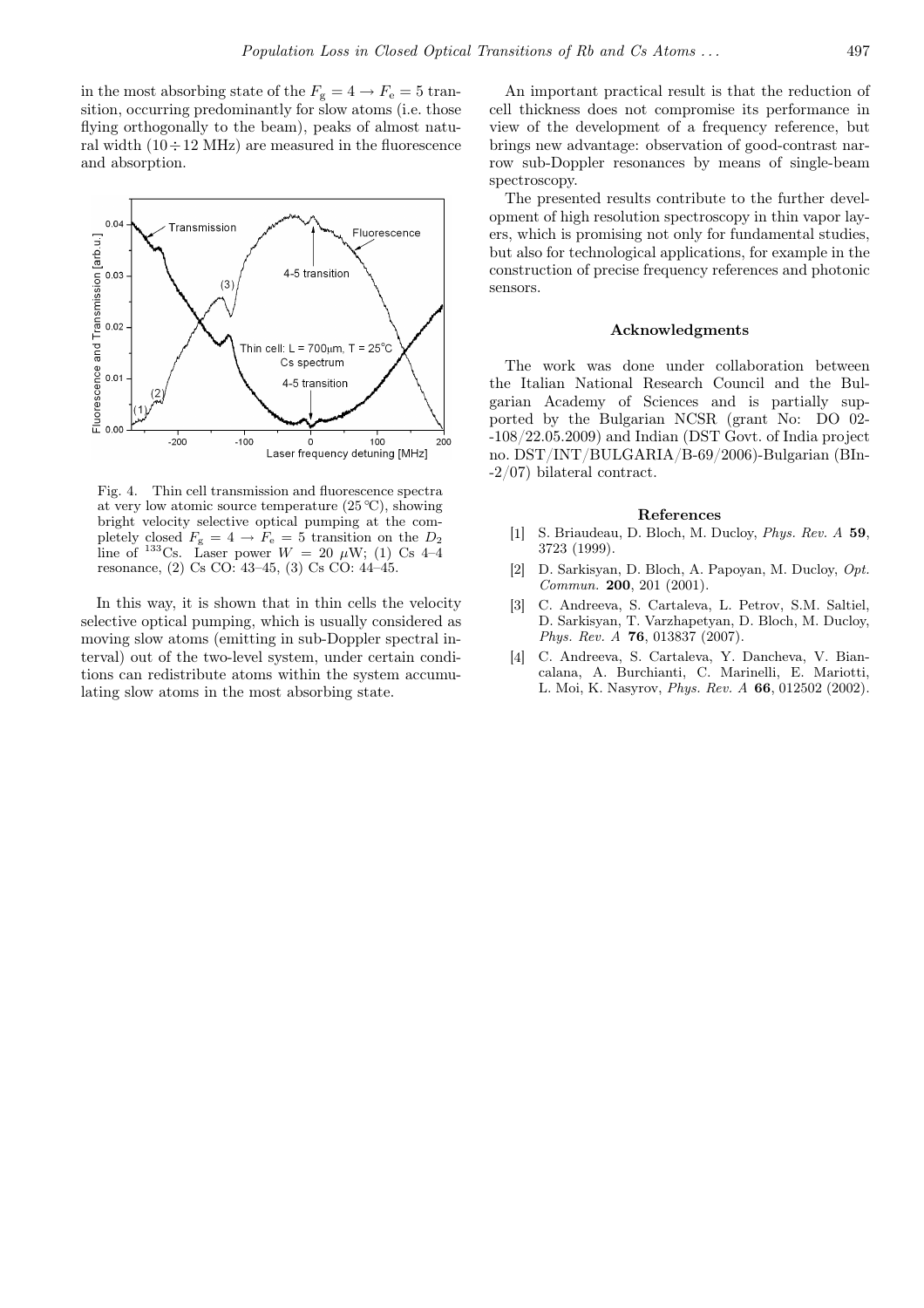in the most absorbing state of the $F_g = 4 \rightarrow F_e = 5$ transition, occurring predominantly for slow atoms (i.e. those flying orthogonally to the beam), peaks of almost natural width ($10 \div 12$ MHz) are measured in the fluorescence and absorption.

0.04
0.03
0.02
0.01
0.00
Fluorescence and Transmission [arb.u.]
-200
-100
0
100
200
Laser frequency detuning [MHz]
Transmission
Fluorescence
4-5 transition
(3)
Thin cell: L = 700μm, T = 25°C
Cs spectrum
4-5 transition
(2)
(1)

Fig. 4. Thin cell transmission and fluorescence spectra at very low atomic source temperature (25 °C), showing bright velocity selective optical pumping at the completely closed $F_g = 4 \rightarrow F_e = 5$ transition on the $D_2$ line of $^{133}$Cs. Laser power $W = 20$ $\mu$W; (1) Cs 4–4 resonance, (2) Cs CO: 43–45, (3) Cs CO: 44–45.

In this way, it is shown that in thin cells the velocity selective optical pumping, which is usually considered as moving slow atoms (emitting in sub-Doppler spectral interval) out of the two-level system, under certain conditions can redistribute atoms within the system accumulating slow atoms in the most absorbing state.

An important practical result is that the reduction of cell thickness does not compromise its performance in view of the development of a frequency reference, but brings new advantage: observation of good-contrast narrow sub-Doppler resonances by means of single-beam spectroscopy.

The presented results contribute to the further development of high resolution spectroscopy in thin vapor layers, which is promising not only for fundamental studies, but also for technological applications, for example in the construction of precise frequency references and photonic sensors.

## Acknowledgments

The work was done under collaboration between the Italian National Research Council and the Bulgarian Academy of Sciences and is partially supported by the Bulgarian NCSR (grant No: DO 02-108/22.05.2009) and Indian (DST Govt. of India project no. DST/INT/BULGARIA/B-69/2006)-Bulgarian (BIn-2/07) bilateral contract.

## References

[1] S. Briaudeau, D. Bloch, M. Ducloy, *Phys. Rev. A* **59**, 3723 (1999).

[2] D. Sarkisyan, D. Bloch, A. Papoyan, M. Ducloy, *Opt. Commun.* **200**, 201 (2001).

[3] C. Andreeva, S. Cartaleva, L. Petrov, S.M. Saltiel, D. Sarkisyan, T. Varzhapetyan, D. Bloch, M. Ducloy, *Phys. Rev. A* **76**, 013837 (2007).

[4] C. Andreeva, S. Cartaleva, Y. Dancheva, V. Biancalana, A. Burchianti, C. Marinelli, E. Mariotti, L. Moi, K. Nasyrov, *Phys. Rev. A* **66**, 012502 (2002).